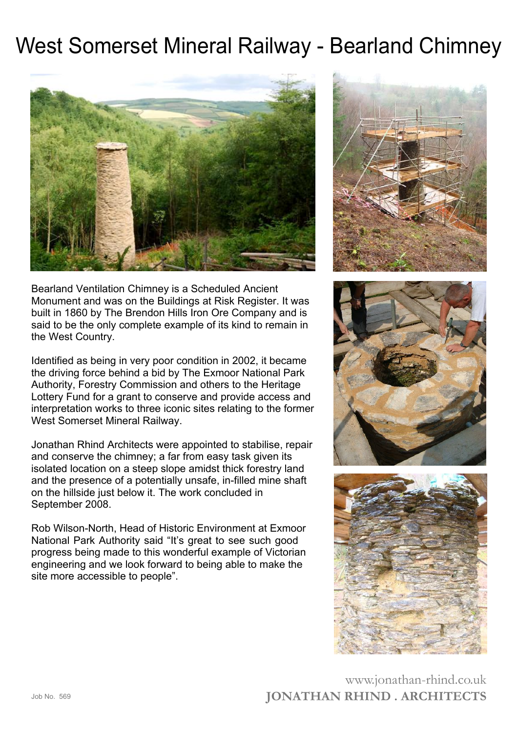# West Somerset Mineral Railway - Bearland Chimney

Bearland Ventilation Chimney is a Scheduled Ancient Monument and was on the Buildings at Risk Register. It was built in 1860 by The Brendon Hills Iron Ore Company and is said to be the only complete example of its kind to remain in the West Country.

Identified as being in very poor condition in 2002, it became the driving force behind a bid by The Exmoor National Park Authority, Forestry Commission and others to the Heritage Lottery Fund for a grant to conserve and provide access and interpretation works to three iconic sites relating to the former West Somerset Mineral Railway.

Jonathan Rhind Architects were appointed to stabilise, repair and conserve the chimney; a far from easy task given its isolated location on a steep slope amidst thick forestry land and the presence of a potentially unsafe, in-filled mine shaft on the hillside just below it. The work concluded in September 2008.

Rob Wilson-North, Head of Historic Environment at Exmoor National Park Authority said "It's great to see such good progress being made to this wonderful example of Victorian engineering and we look forward to being able to make the site more accessible to people".

Job No. 569

www.jonathan-rhind.co.uk

**JONATHAN RHIND . ARCHITECTS**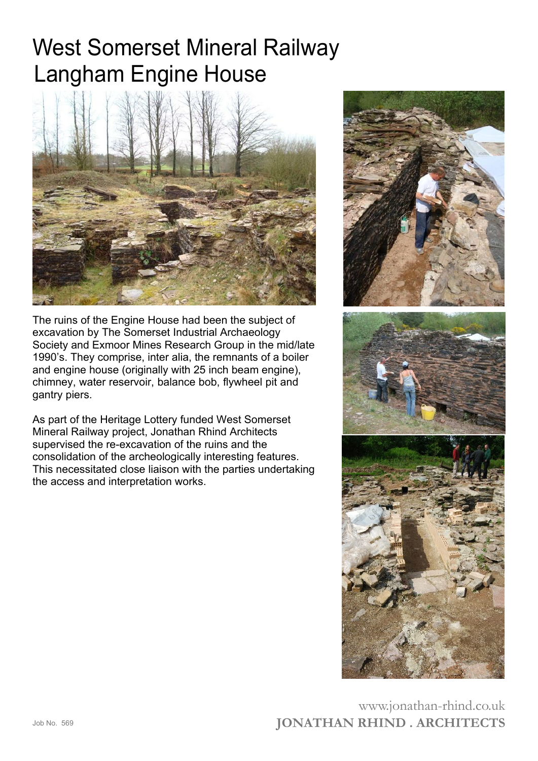# West Somerset Mineral Railway
# Langham Engine House

The ruins of the Engine House had been the subject of excavation by The Somerset Industrial Archaeology Society and Exmoor Mines Research Group in the mid/late 1990's. They comprise, inter alia, the remnants of a boiler and engine house (originally with 25 inch beam engine), chimney, water reservoir, balance bob, flywheel pit and gantry piers.

As part of the Heritage Lottery funded West Somerset Mineral Railway project, Jonathan Rhind Architects supervised the re-excavation of the ruins and the consolidation of the archeologically interesting features. This necessitated close liaison with the parties undertaking the access and interpretation works.

Job No. 569

www.jonathan-rhind.co.uk

**JONATHAN RHIND . ARCHITECTS**